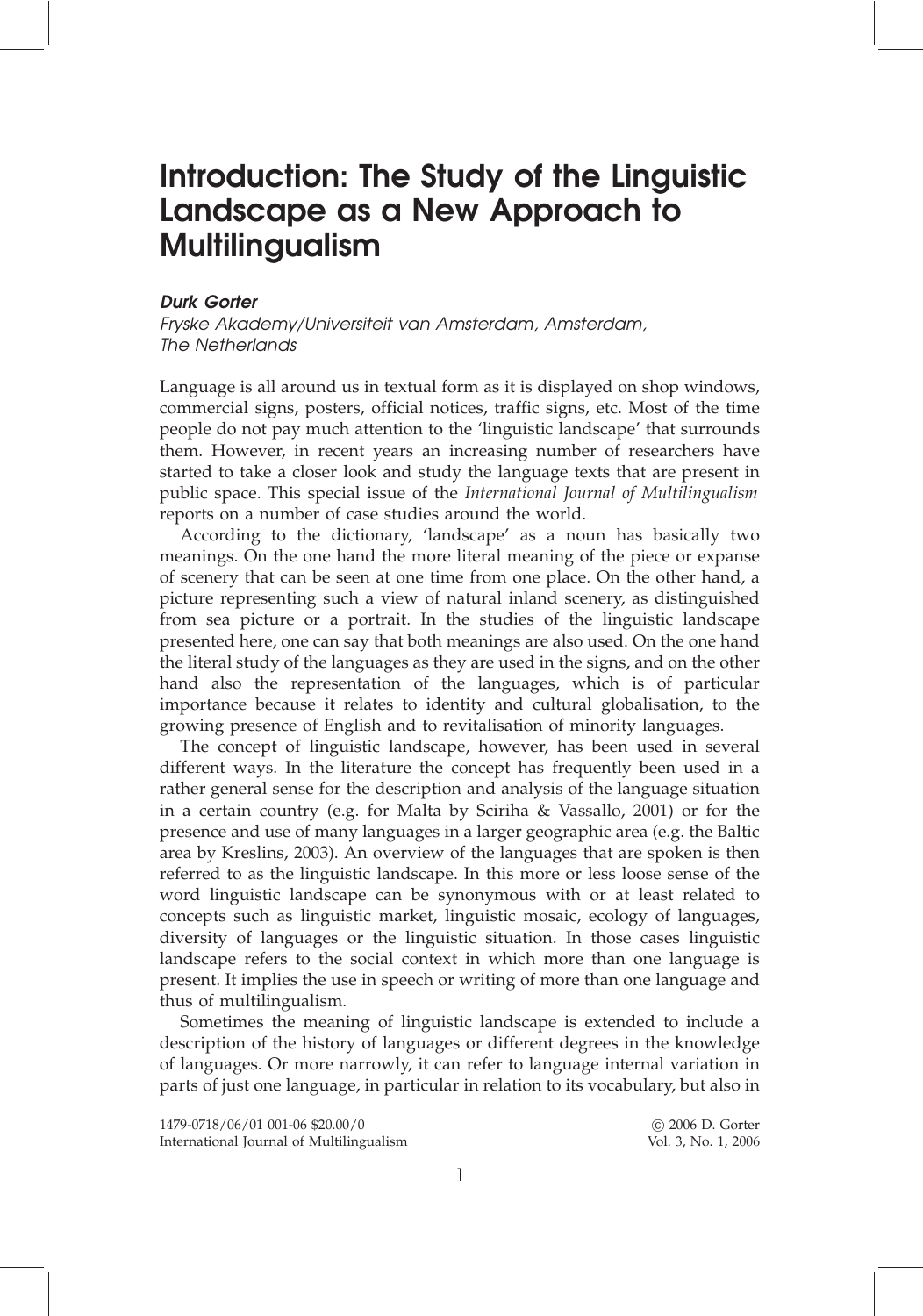# Introduction: The Study of the Linguistic Landscape as a New Approach to Multilingualism

***Durk Gorter***

*Fryske Akademy/Universiteit van Amsterdam, Amsterdam, The Netherlands*

Language is all around us in textual form as it is displayed on shop windows, commercial signs, posters, official notices, traffic signs, etc. Most of the time people do not pay much attention to the 'linguistic landscape' that surrounds them. However, in recent years an increasing number of researchers have started to take a closer look and study the language texts that are present in public space. This special issue of the *International Journal of Multilingualism* reports on a number of case studies around the world.

According to the dictionary, 'landscape' as a noun has basically two meanings. On the one hand the more literal meaning of the piece or expanse of scenery that can be seen at one time from one place. On the other hand, a picture representing such a view of natural inland scenery, as distinguished from sea picture or a portrait. In the studies of the linguistic landscape presented here, one can say that both meanings are also used. On the one hand the literal study of the languages as they are used in the signs, and on the other hand also the representation of the languages, which is of particular importance because it relates to identity and cultural globalisation, to the growing presence of English and to revitalisation of minority languages.

The concept of linguistic landscape, however, has been used in several different ways. In the literature the concept has frequently been used in a rather general sense for the description and analysis of the language situation in a certain country (e.g. for Malta by Sciriha & Vassallo, 2001) or for the presence and use of many languages in a larger geographic area (e.g. the Baltic area by Kreslins, 2003). An overview of the languages that are spoken is then referred to as the linguistic landscape. In this more or less loose sense of the word linguistic landscape can be synonymous with or at least related to concepts such as linguistic market, linguistic mosaic, ecology of languages, diversity of languages or the linguistic situation. In those cases linguistic landscape refers to the social context in which more than one language is present. It implies the use in speech or writing of more than one language and thus of multilingualism.

Sometimes the meaning of linguistic landscape is extended to include a description of the history of languages or different degrees in the knowledge of languages. Or more narrowly, it can refer to language internal variation in parts of just one language, in particular in relation to its vocabulary, but also in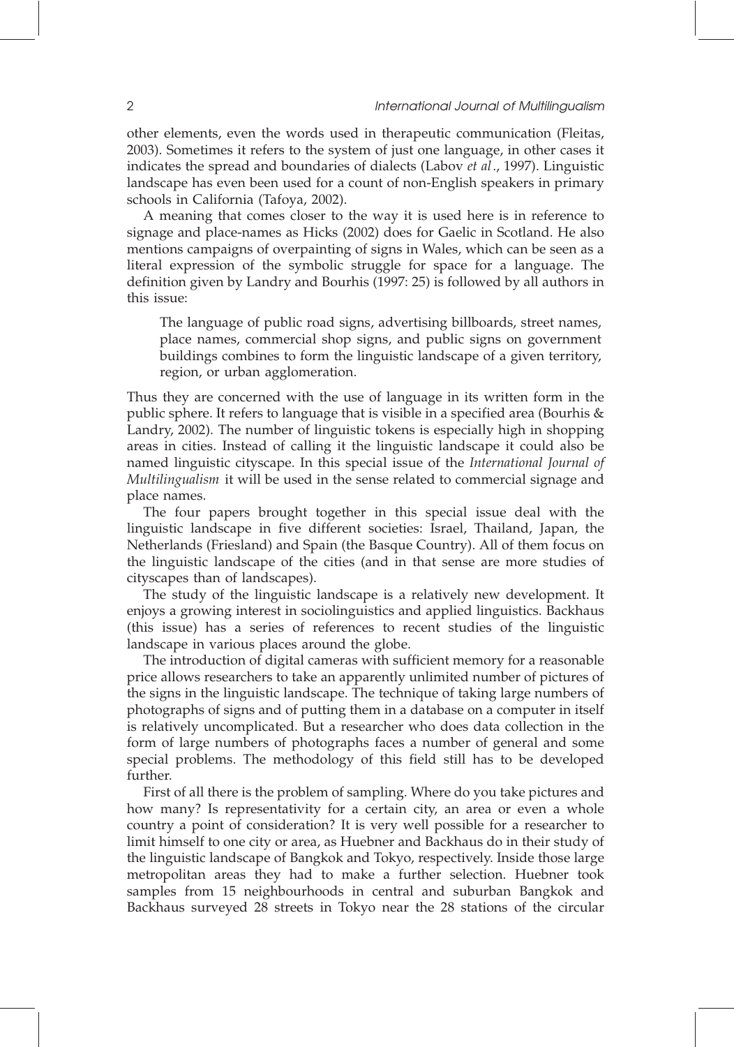other elements, even the words used in therapeutic communication (Fleitas, 2003). Sometimes it refers to the system of just one language, in other cases it indicates the spread and boundaries of dialects (Labov *et al*., 1997). Linguistic landscape has even been used for a count of non-English speakers in primary schools in California (Tafoya, 2002).

A meaning that comes closer to the way it is used here is in reference to signage and place-names as Hicks (2002) does for Gaelic in Scotland. He also mentions campaigns of overpainting of signs in Wales, which can be seen as a literal expression of the symbolic struggle for space for a language. The definition given by Landry and Bourhis (1997: 25) is followed by all authors in this issue:

> The language of public road signs, advertising billboards, street names, place names, commercial shop signs, and public signs on government buildings combines to form the linguistic landscape of a given territory, region, or urban agglomeration.

Thus they are concerned with the use of language in its written form in the public sphere. It refers to language that is visible in a specified area (Bourhis & Landry, 2002). The number of linguistic tokens is especially high in shopping areas in cities. Instead of calling it the linguistic landscape it could also be named linguistic cityscape. In this special issue of the *International Journal of Multilingualism* it will be used in the sense related to commercial signage and place names.

The four papers brought together in this special issue deal with the linguistic landscape in five different societies: Israel, Thailand, Japan, the Netherlands (Friesland) and Spain (the Basque Country). All of them focus on the linguistic landscape of the cities (and in that sense are more studies of cityscapes than of landscapes).

The study of the linguistic landscape is a relatively new development. It enjoys a growing interest in sociolinguistics and applied linguistics. Backhaus (this issue) has a series of references to recent studies of the linguistic landscape in various places around the globe.

The introduction of digital cameras with sufficient memory for a reasonable price allows researchers to take an apparently unlimited number of pictures of the signs in the linguistic landscape. The technique of taking large numbers of photographs of signs and of putting them in a database on a computer in itself is relatively uncomplicated. But a researcher who does data collection in the form of large numbers of photographs faces a number of general and some special problems. The methodology of this field still has to be developed further.

First of all there is the problem of sampling. Where do you take pictures and how many? Is representativity for a certain city, an area or even a whole country a point of consideration? It is very well possible for a researcher to limit himself to one city or area, as Huebner and Backhaus do in their study of the linguistic landscape of Bangkok and Tokyo, respectively. Inside those large metropolitan areas they had to make a further selection. Huebner took samples from 15 neighbourhoods in central and suburban Bangkok and Backhaus surveyed 28 streets in Tokyo near the 28 stations of the circular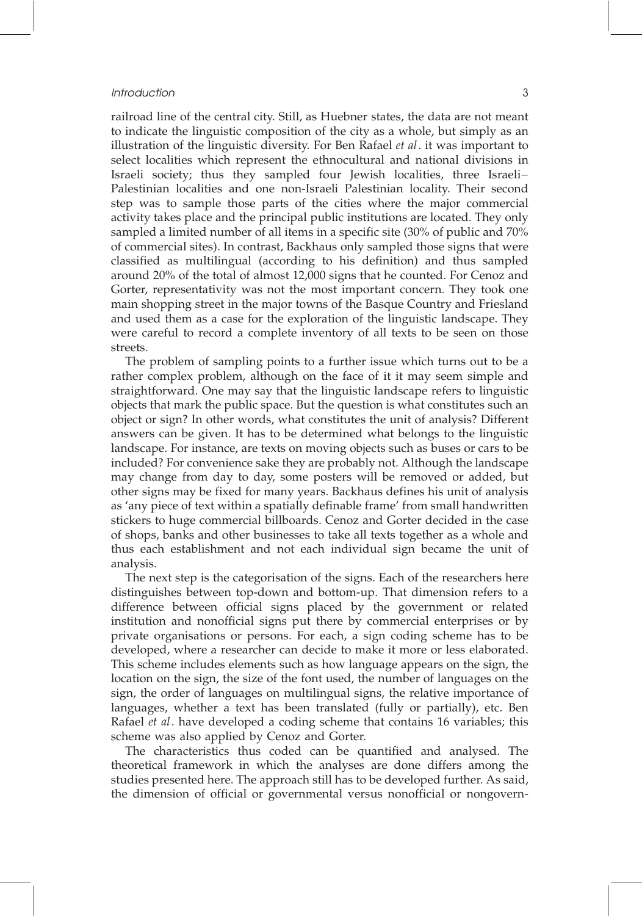railroad line of the central city. Still, as Huebner states, the data are not meant to indicate the linguistic composition of the city as a whole, but simply as an illustration of the linguistic diversity. For Ben Rafael *et al*. it was important to select localities which represent the ethnocultural and national divisions in Israeli society; thus they sampled four Jewish localities, three Israeli–Palestinian localities and one non-Israeli Palestinian locality. Their second step was to sample those parts of the cities where the major commercial activity takes place and the principal public institutions are located. They only sampled a limited number of all items in a specific site (30% of public and 70% of commercial sites). In contrast, Backhaus only sampled those signs that were classified as multilingual (according to his definition) and thus sampled around 20% of the total of almost 12,000 signs that he counted. For Cenoz and Gorter, representativity was not the most important concern. They took one main shopping street in the major towns of the Basque Country and Friesland and used them as a case for the exploration of the linguistic landscape. They were careful to record a complete inventory of all texts to be seen on those streets.

The problem of sampling points to a further issue which turns out to be a rather complex problem, although on the face of it it may seem simple and straightforward. One may say that the linguistic landscape refers to linguistic objects that mark the public space. But the question is what constitutes such an object or sign? In other words, what constitutes the unit of analysis? Different answers can be given. It has to be determined what belongs to the linguistic landscape. For instance, are texts on moving objects such as buses or cars to be included? For convenience sake they are probably not. Although the landscape may change from day to day, some posters will be removed or added, but other signs may be fixed for many years. Backhaus defines his unit of analysis as 'any piece of text within a spatially definable frame' from small handwritten stickers to huge commercial billboards. Cenoz and Gorter decided in the case of shops, banks and other businesses to take all texts together as a whole and thus each establishment and not each individual sign became the unit of analysis.

The next step is the categorisation of the signs. Each of the researchers here distinguishes between top-down and bottom-up. That dimension refers to a difference between official signs placed by the government or related institution and nonofficial signs put there by commercial enterprises or by private organisations or persons. For each, a sign coding scheme has to be developed, where a researcher can decide to make it more or less elaborated. This scheme includes elements such as how language appears on the sign, the location on the sign, the size of the font used, the number of languages on the sign, the order of languages on multilingual signs, the relative importance of languages, whether a text has been translated (fully or partially), etc. Ben Rafael *et al*. have developed a coding scheme that contains 16 variables; this scheme was also applied by Cenoz and Gorter.

The characteristics thus coded can be quantified and analysed. The theoretical framework in which the analyses are done differs among the studies presented here. The approach still has to be developed further. As said, the dimension of official or governmental versus nonofficial or nongovern-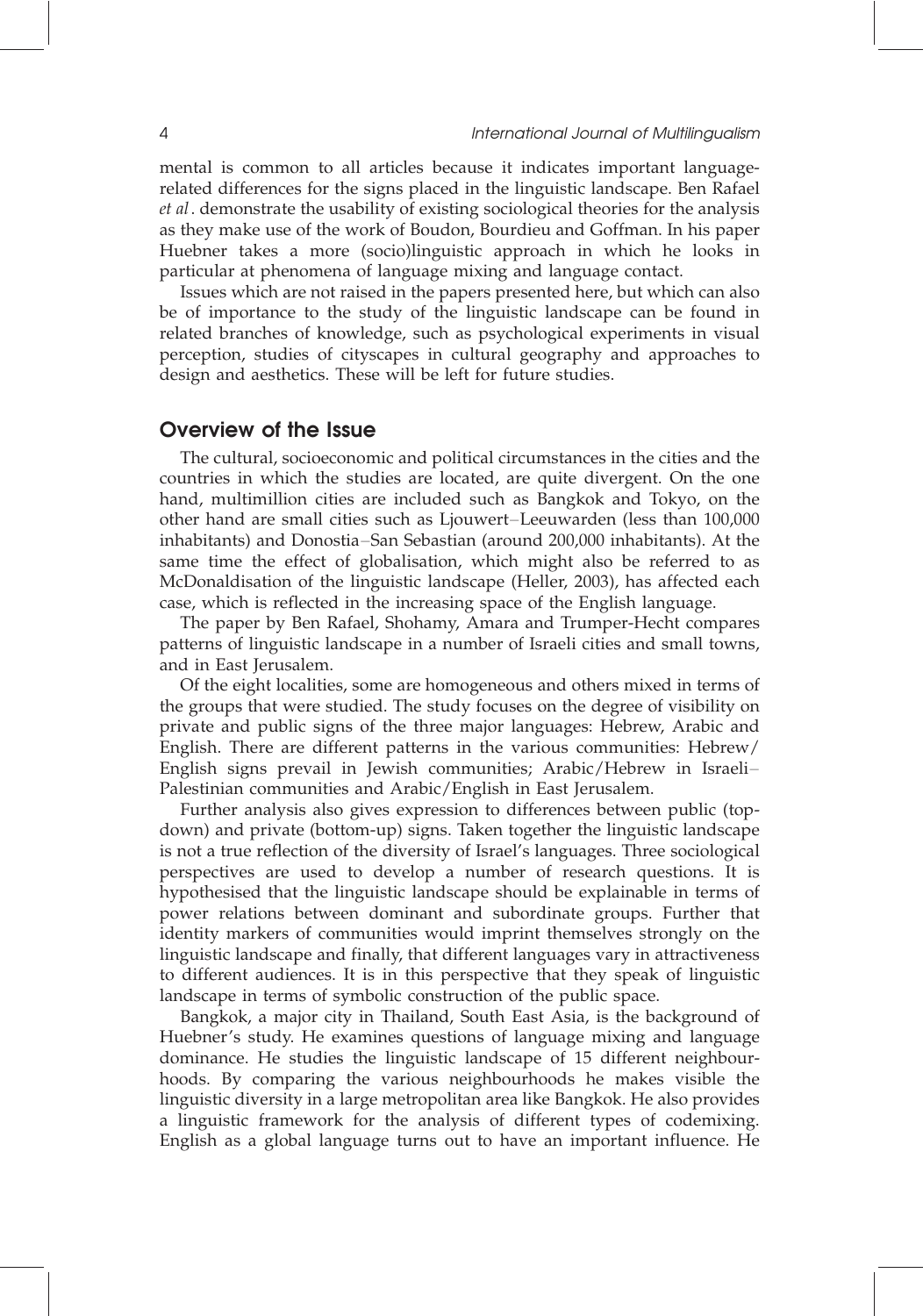mental is common to all articles because it indicates important language-related differences for the signs placed in the linguistic landscape. Ben Rafael *et al*. demonstrate the usability of existing sociological theories for the analysis as they make use of the work of Boudon, Bourdieu and Goffman. In his paper Huebner takes a more (socio)linguistic approach in which he looks in particular at phenomena of language mixing and language contact.

Issues which are not raised in the papers presented here, but which can also be of importance to the study of the linguistic landscape can be found in related branches of knowledge, such as psychological experiments in visual perception, studies of cityscapes in cultural geography and approaches to design and aesthetics. These will be left for future studies.

## Overview of the Issue

The cultural, socioeconomic and political circumstances in the cities and the countries in which the studies are located, are quite divergent. On the one hand, multimillion cities are included such as Bangkok and Tokyo, on the other hand are small cities such as Ljouwert–Leeuwarden (less than 100,000 inhabitants) and Donostia–San Sebastian (around 200,000 inhabitants). At the same time the effect of globalisation, which might also be referred to as McDonaldisation of the linguistic landscape (Heller, 2003), has affected each case, which is reflected in the increasing space of the English language.

The paper by Ben Rafael, Shohamy, Amara and Trumper-Hecht compares patterns of linguistic landscape in a number of Israeli cities and small towns, and in East Jerusalem.

Of the eight localities, some are homogeneous and others mixed in terms of the groups that were studied. The study focuses on the degree of visibility on private and public signs of the three major languages: Hebrew, Arabic and English. There are different patterns in the various communities: Hebrew/English signs prevail in Jewish communities; Arabic/Hebrew in Israeli–Palestinian communities and Arabic/English in East Jerusalem.

Further analysis also gives expression to differences between public (top-down) and private (bottom-up) signs. Taken together the linguistic landscape is not a true reflection of the diversity of Israel's languages. Three sociological perspectives are used to develop a number of research questions. It is hypothesised that the linguistic landscape should be explainable in terms of power relations between dominant and subordinate groups. Further that identity markers of communities would imprint themselves strongly on the linguistic landscape and finally, that different languages vary in attractiveness to different audiences. It is in this perspective that they speak of linguistic landscape in terms of symbolic construction of the public space.

Bangkok, a major city in Thailand, South East Asia, is the background of Huebner's study. He examines questions of language mixing and language dominance. He studies the linguistic landscape of 15 different neighbourhoods. By comparing the various neighbourhoods he makes visible the linguistic diversity in a large metropolitan area like Bangkok. He also provides a linguistic framework for the analysis of different types of codemixing. English as a global language turns out to have an important influence. He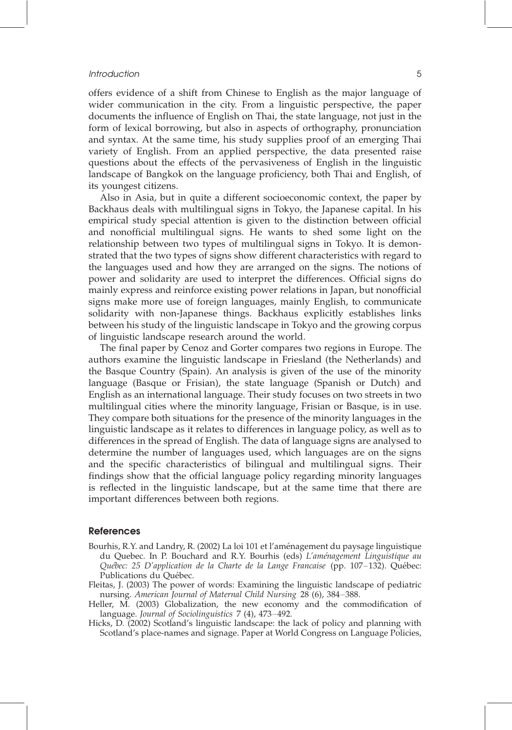offers evidence of a shift from Chinese to English as the major language of wider communication in the city. From a linguistic perspective, the paper documents the influence of English on Thai, the state language, not just in the form of lexical borrowing, but also in aspects of orthography, pronunciation and syntax. At the same time, his study supplies proof of an emerging Thai variety of English. From an applied perspective, the data presented raise questions about the effects of the pervasiveness of English in the linguistic landscape of Bangkok on the language proficiency, both Thai and English, of its youngest citizens.

Also in Asia, but in quite a different socioeconomic context, the paper by Backhaus deals with multilingual signs in Tokyo, the Japanese capital. In his empirical study special attention is given to the distinction between official and nonofficial multilingual signs. He wants to shed some light on the relationship between two types of multilingual signs in Tokyo. It is demonstrated that the two types of signs show different characteristics with regard to the languages used and how they are arranged on the signs. The notions of power and solidarity are used to interpret the differences. Official signs do mainly express and reinforce existing power relations in Japan, but nonofficial signs make more use of foreign languages, mainly English, to communicate solidarity with non-Japanese things. Backhaus explicitly establishes links between his study of the linguistic landscape in Tokyo and the growing corpus of linguistic landscape research around the world.

The final paper by Cenoz and Gorter compares two regions in Europe. The authors examine the linguistic landscape in Friesland (the Netherlands) and the Basque Country (Spain). An analysis is given of the use of the minority language (Basque or Frisian), the state language (Spanish or Dutch) and English as an international language. Their study focuses on two streets in two multilingual cities where the minority language, Frisian or Basque, is in use. They compare both situations for the presence of the minority languages in the linguistic landscape as it relates to differences in language policy, as well as to differences in the spread of English. The data of language signs are analysed to determine the number of languages used, which languages are on the signs and the specific characteristics of bilingual and multilingual signs. Their findings show that the official language policy regarding minority languages is reflected in the linguistic landscape, but at the same time that there are important differences between both regions.

## References

Bourhis, R.Y. and Landry, R. (2002) La loi 101 et l'aménagement du paysage linguistique du Quebec. In P. Bouchard and R.Y. Bourhis (eds) *L'aménagement Linguistique au Québec: 25 D'application de la Charte de la Lange Francaise* (pp. 107–132). Québec: Publications du Québec.

Fleitas, J. (2003) The power of words: Examining the linguistic landscape of pediatric nursing. *American Journal of Maternal Child Nursing* 28 (6), 384–388.

Heller, M. (2003) Globalization, the new economy and the commodification of language. *Journal of Sociolinguistics* 7 (4), 473–492.

Hicks, D. (2002) Scotland's linguistic landscape: the lack of policy and planning with Scotland's place-names and signage. Paper at World Congress on Language Policies,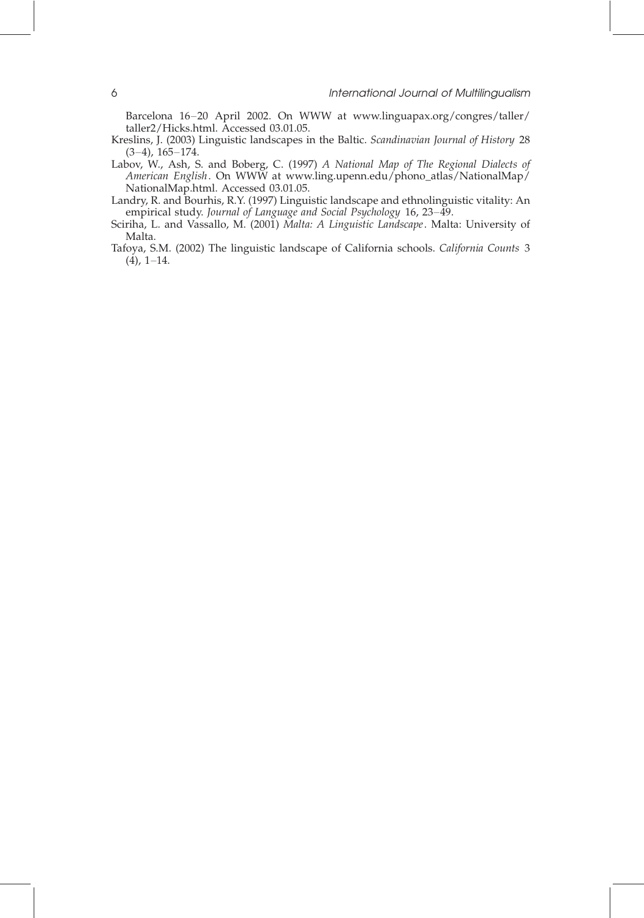Barcelona 16–20 April 2002. On WWW at www.linguapax.org/congres/taller/taller2/Hicks.html. Accessed 03.01.05.

Kreslins, J. (2003) Linguistic landscapes in the Baltic. *Scandinavian Journal of History* 28 (3–4), 165–174.

Labov, W., Ash, S. and Boberg, C. (1997) *A National Map of The Regional Dialects of American English*. On WWW at www.ling.upenn.edu/phono_atlas/NationalMap/NationalMap.html. Accessed 03.01.05.

Landry, R. and Bourhis, R.Y. (1997) Linguistic landscape and ethnolinguistic vitality: An empirical study. *Journal of Language and Social Psychology* 16, 23–49.

Sciriha, L. and Vassallo, M. (2001) *Malta: A Linguistic Landscape*. Malta: University of Malta.

Tafoya, S.M. (2002) The linguistic landscape of California schools. *California Counts* 3 (4), 1–14.